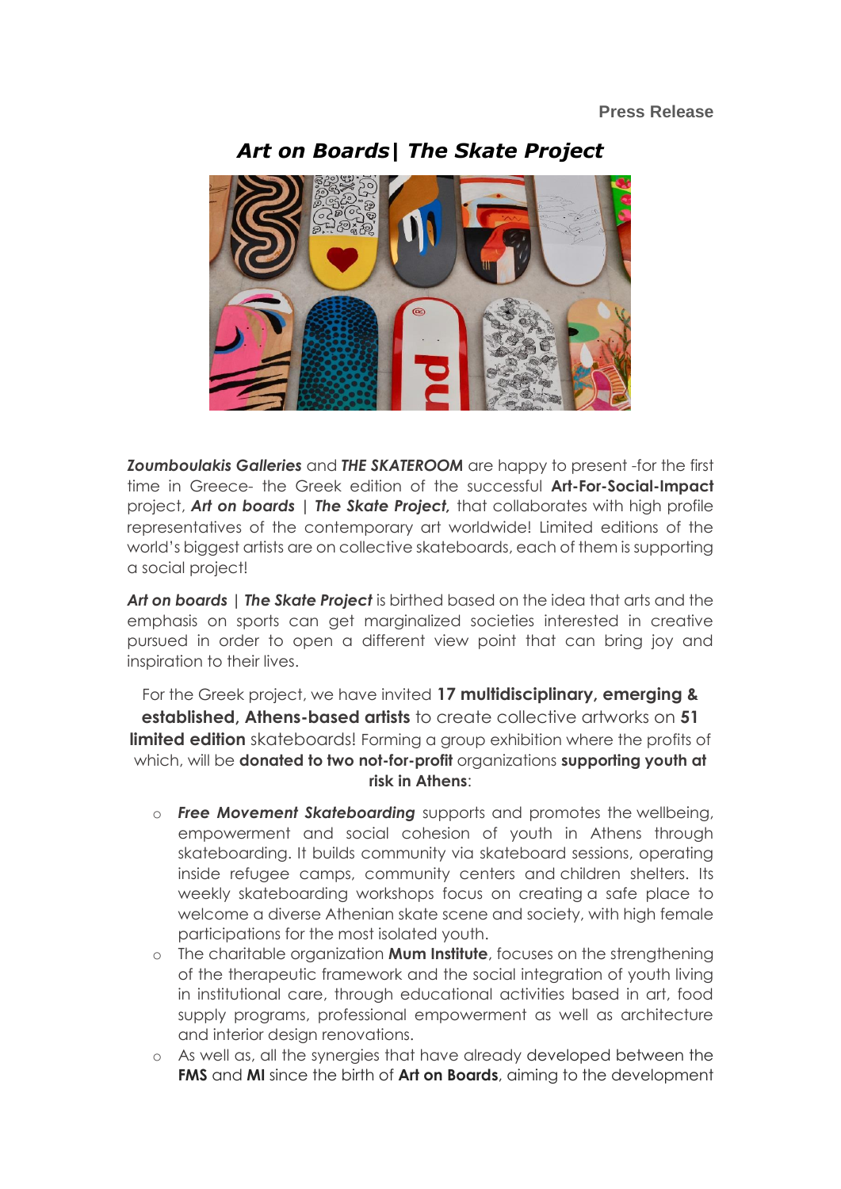**Press Release**

# *Art on Boards| The Skate Project*

***Zoumboulakis Galleries*** and ***THE SKATEROOM*** are happy to present -for the first time in Greece- the Greek edition of the successful **Art-For-Social-Impact** project, ***Art on boards*** | ***The Skate Project,*** that collaborates with high profile representatives of the contemporary art worldwide! Limited editions of the world's biggest artists are on collective skateboards, each of them is supporting a social project!

***Art on boards*** | ***The Skate Project*** is birthed based on the idea that arts and the emphasis on sports can get marginalized societies interested in creative pursued in order to open a different view point that can bring joy and inspiration to their lives.

For the Greek project, we have invited **17 multidisciplinary, emerging & established, Athens-based artists** to create collective artworks on **51 limited edition** skateboards! Forming a group exhibition where the profits of which, will be **donated to two not-for-profit** organizations **supporting youth at risk in Athens**:

- ***Free Movement Skateboarding*** supports and promotes the wellbeing, empowerment and social cohesion of youth in Athens through skateboarding. It builds community via skateboard sessions, operating inside refugee camps, community centers and children shelters. Its weekly skateboarding workshops focus on creating a safe place to welcome a diverse Athenian skate scene and society, with high female participations for the most isolated youth.
- The charitable organization **Mum Institute**, focuses on the strengthening of the therapeutic framework and the social integration of youth living in institutional care, through educational activities based in art, food supply programs, professional empowerment as well as architecture and interior design renovations.
- As well as, all the synergies that have already developed between the **FMS** and **MI** since the birth of **Art on Boards**, aiming to the development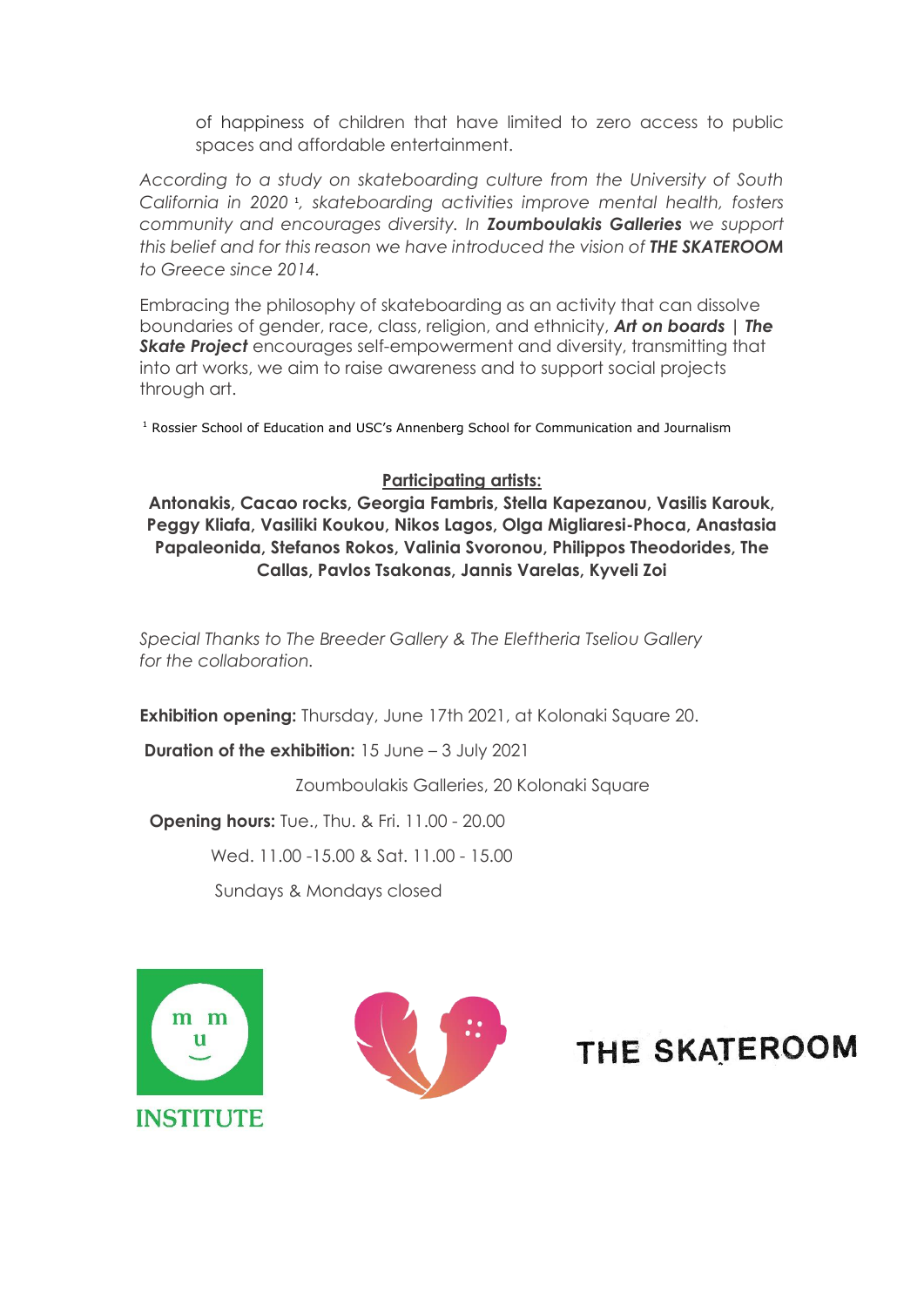of happiness of children that have limited to zero access to public spaces and affordable entertainment.

*According to a study on skateboarding culture from the University of South California in 2020 [1], skateboarding activities improve mental health, fosters community and encourages diversity. In **Zoumboulakis Galleries** we support this belief and for this reason we have introduced the vision of **THE SKATEROOM** to Greece since 2014.*

Embracing the philosophy of skateboarding as an activity that can dissolve boundaries of gender, race, class, religion, and ethnicity, ***Art on boards | The Skate Project*** encourages self-empowerment and diversity, transmitting that into art works, we aim to raise awareness and to support social projects through art.

[1] Rossier School of Education and USC's Annenberg School for Communication and Journalism

**Participating artists:**

**Antonakis, Cacao rocks, Georgia Fambris, Stella Kapezanou, Vasilis Karouk, Peggy Kliafa, Vasiliki Koukou, Nikos Lagos, Olga Migliaresi-Phoca, Anastasia Papaleonida, Stefanos Rokos, Valinia Svoronou, Philippos Theodorides, The Callas, Pavlos Tsakonas, Jannis Varelas, Kyveli Zoi**

*Special Thanks to The Breeder Gallery & The Eleftheria Tseliou Gallery for the collaboration.*

**Exhibition opening:** Thursday, June 17th 2021, at Kolonaki Square 20.

**Duration of the exhibition:** 15 June – 3 July 2021

Zoumboulakis Galleries, 20 Kolonaki Square

**Opening hours:** Tue., Thu. & Fri. 11.00 - 20.00

Wed. 11.00 -15.00 & Sat. 11.00 - 15.00

Sundays & Mondays closed

INSTITUTE

THE SKATEROOM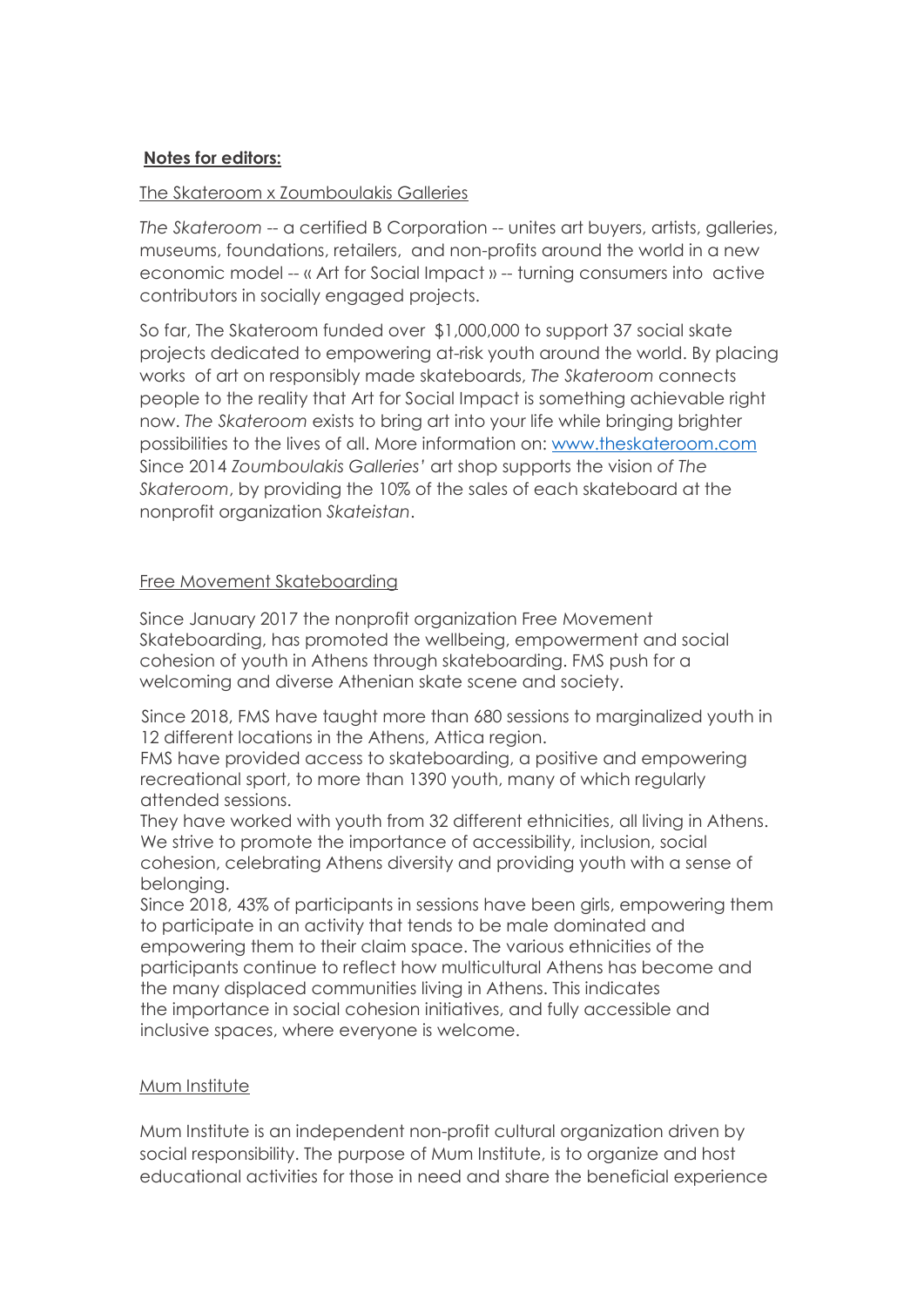**<u>Notes for editors:</u>**

<u>The Skateroom x Zoumboulakis Galleries</u>

*The Skateroom* -- a certified B Corporation -- unites art buyers, artists, galleries, museums, foundations, retailers, and non-profits around the world in a new economic model -- « Art for Social Impact » -- turning consumers into active contributors in socially engaged projects.

So far, The Skateroom funded over $1,000,000 to support 37 social skate projects dedicated to empowering at-risk youth around the world. By placing works of art on responsibly made skateboards, *The Skateroom* connects people to the reality that Art for Social Impact is something achievable right now. *The Skateroom* exists to bring art into your life while bringing brighter possibilities to the lives of all. More information on: [www.theskateroom.com](http://www.theskateroom.com)
Since 2014 *Zoumboulakis Galleries'* art shop supports the vision *of The Skateroom*, by providing the 10% of the sales of each skateboard at the nonprofit organization *Skateistan*.

<u>Free Movement Skateboarding</u>

Since January 2017 the nonprofit organization Free Movement Skateboarding, has promoted the wellbeing, empowerment and social cohesion of youth in Athens through skateboarding. FMS push for a welcoming and diverse Athenian skate scene and society.

Since 2018, FMS have taught more than 680 sessions to marginalized youth in 12 different locations in the Athens, Attica region.
FMS have provided access to skateboarding, a positive and empowering recreational sport, to more than 1390 youth, many of which regularly attended sessions.
They have worked with youth from 32 different ethnicities, all living in Athens. We strive to promote the importance of accessibility, inclusion, social cohesion, celebrating Athens diversity and providing youth with a sense of belonging.
Since 2018, 43% of participants in sessions have been girls, empowering them to participate in an activity that tends to be male dominated and empowering them to their claim space. The various ethnicities of the participants continue to reflect how multicultural Athens has become and the many displaced communities living in Athens. This indicates the importance in social cohesion initiatives, and fully accessible and inclusive spaces, where everyone is welcome.

<u>Mum Institute</u>

Mum Institute is an independent non-profit cultural organization driven by social responsibility. The purpose of Mum Institute, is to organize and host educational activities for those in need and share the beneficial experience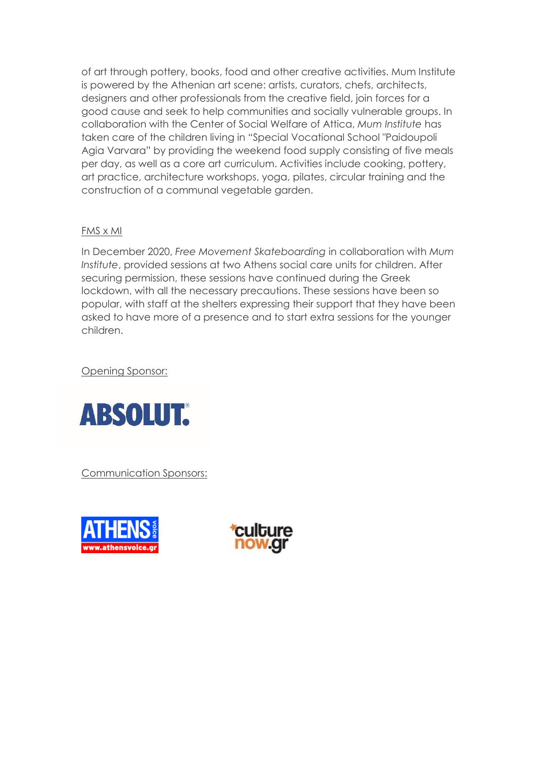of art through pottery, books, food and other creative activities. Mum Institute is powered by the Athenian art scene: artists, curators, chefs, architects, designers and other professionals from the creative field, join forces for a good cause and seek to help communities and socially vulnerable groups. In collaboration with the Center of Social Welfare of Attica, *Mum Institute* has taken care of the children living in "Special Vocational School "Paidoupoli Agia Varvara" by providing the weekend food supply consisting of five meals per day, as well as a core art curriculum. Activities include cooking, pottery, art practice, architecture workshops, yoga, pilates, circular training and the construction of a communal vegetable garden.

FMS x MI

In December 2020, *Free Movement Skateboarding* in collaboration with *Mum Institute*, provided sessions at two Athens social care units for children. After securing permission, these sessions have continued during the Greek lockdown, with all the necessary precautions. These sessions have been so popular, with staff at the shelters expressing their support that they have been asked to have more of a presence and to start extra sessions for the younger children.

Opening Sponsor:

ABSOLUT.

Communication Sponsors:

ATHENS voice www.athensvoice.gr

culture now.gr